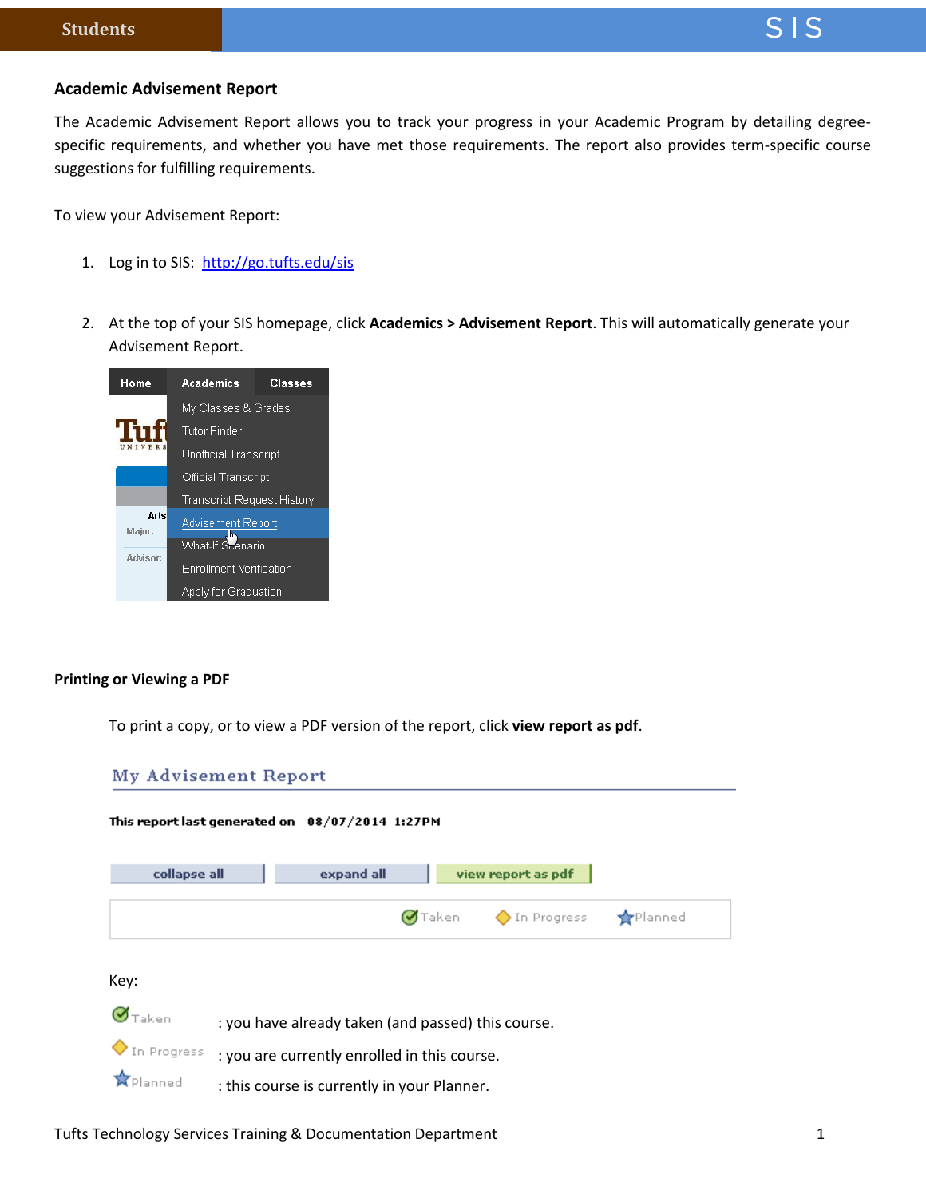## Academic Advisement Report

The Academic Advisement Report allows you to track your progress in your Academic Program by detailing degree-specific requirements, and whether you have met those requirements. The report also provides term-specific course suggestions for fulfilling requirements.

To view your Advisement Report:

1. Log in to SIS: http://go.tufts.edu/sis

2. At the top of your SIS homepage, click **Academics > Advisement Report**. This will automatically generate your Advisement Report.

### Printing or Viewing a PDF

To print a copy, or to view a PDF version of the report, click **view report as pdf**.

Key:

- Taken : you have already taken (and passed) this course.
- In Progress : you are currently enrolled in this course.
- Planned : this course is currently in your Planner.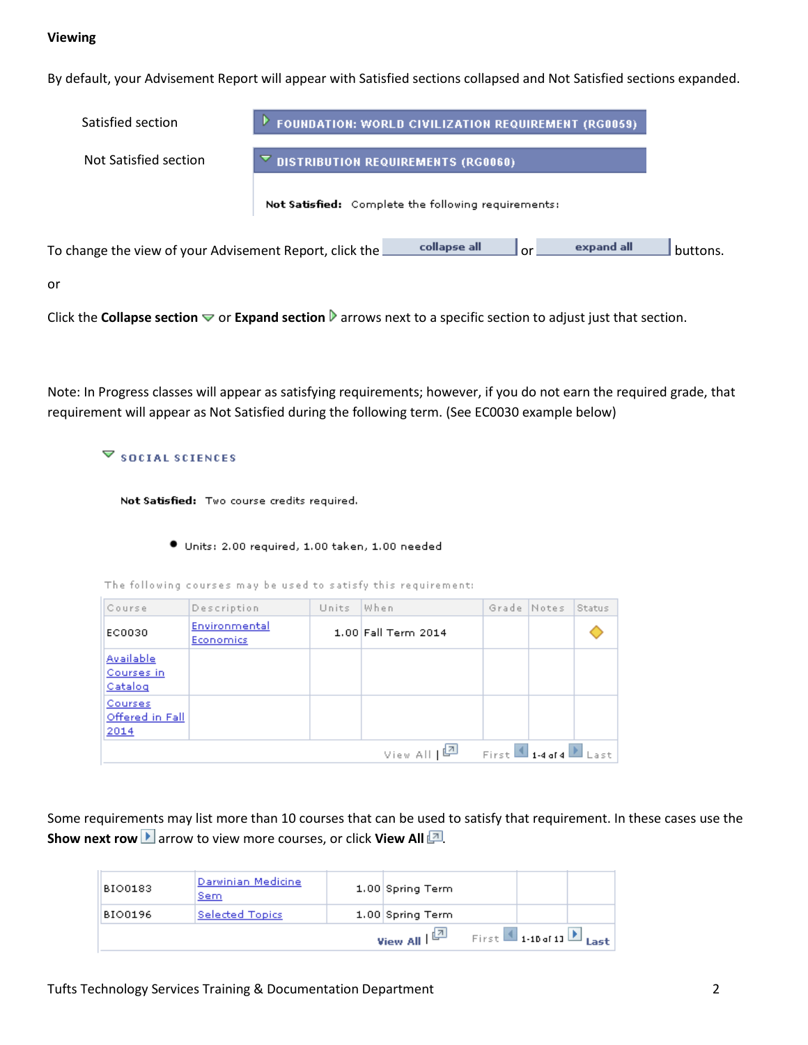**Viewing**

By default, your Advisement Report will appear with Satisfied sections collapsed and Not Satisfied sections expanded.

Satisfied section — FOUNDATION: WORLD CIVILIZATION REQUIREMENT (RG0059)

Not Satisfied section — DISTRIBUTION REQUIREMENTS (RG0060)

**Not Satisfied:** Complete the following requirements:

To change the view of your Advisement Report, click the collapse all or expand all buttons.

or

Click the **Collapse section** or **Expand section** arrows next to a specific section to adjust just that section.

Note: In Progress classes will appear as satisfying requirements; however, if you do not earn the required grade, that requirement will appear as Not Satisfied during the following term. (See EC0030 example below)

SOCIAL SCIENCES

**Not Satisfied:** Two course credits required.

- Units: 2.00 required, 1.00 taken, 1.00 needed

The following courses may be used to satisfy this requirement:

| Course | Description | Units | When | Grade | Notes | Status |
|---|---|---|---|---|---|---|
| EC0030 | Environmental Economics | 1.00 | Fall Term 2014 | | | ◆ |
| Available Courses in Catalog | | | | | | |
| Courses Offered in Fall 2014 | | | | | | |

View All | First 1-4 of 4 Last

Some requirements may list more than 10 courses that can be used to satisfy that requirement. In these cases use the **Show next row** arrow to view more courses, or click **View All**.

| | | | | | |
|---|---|---|---|---|---|
| BIO0183 | Darwinian Medicine Sem | 1.00 | Spring Term | | |
| BIO0196 | Selected Topics | 1.00 | Spring Term | | |

View All | First 1-10 of 13 Last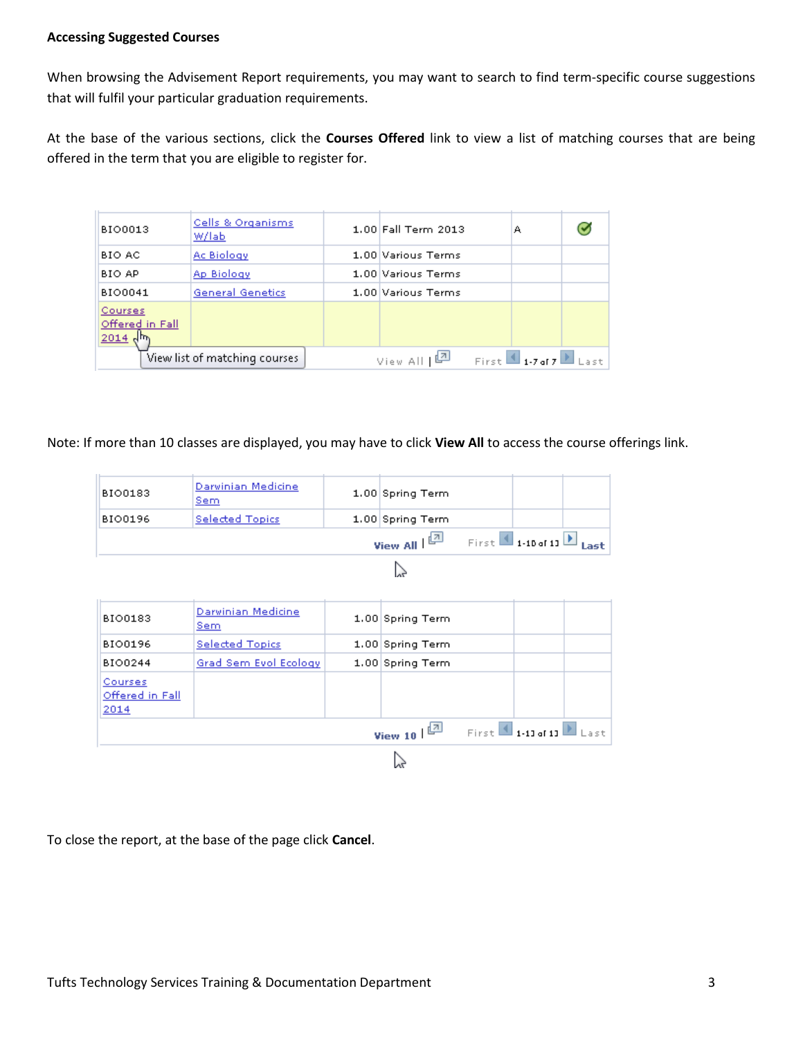**Accessing Suggested Courses**

When browsing the Advisement Report requirements, you may want to search to find term-specific course suggestions that will fulfil your particular graduation requirements.

At the base of the various sections, click the **Courses Offered** link to view a list of matching courses that are being offered in the term that you are eligible to register for.

| | | | | | |
|---|---|---|---|---|---|
| BIO0013 | Cells & Organisms W/lab | 1.00 | Fall Term 2013 | A | ✔ |
| BIO AC | Ac Biology | 1.00 | Various Terms | | |
| BIO AP | Ap Biology | 1.00 | Various Terms | | |
| BIO0041 | General Genetics | 1.00 | Various Terms | | |
| Courses Offered in Fall 2014 | | | | | |

View list of matching courses

View All | First 1-7 of 7 Last

Note: If more than 10 classes are displayed, you may have to click **View All** to access the course offerings link.

| | | | | | |
|---|---|---|---|---|---|
| BIO0183 | Darwinian Medicine Sem | 1.00 | Spring Term | | |
| BIO0196 | Selected Topics | 1.00 | Spring Term | | |

View All | First 1-10 of 13 Last

| | | | | | |
|---|---|---|---|---|---|
| BIO0183 | Darwinian Medicine Sem | 1.00 | Spring Term | | |
| BIO0196 | Selected Topics | 1.00 | Spring Term | | |
| BIO0244 | Grad Sem Evol Ecology | 1.00 | Spring Term | | |
| Courses Offered in Fall 2014 | | | | | |

View 10 | First 1-13 of 13 Last

To close the report, at the base of the page click **Cancel**.

Tufts Technology Services Training & Documentation Department